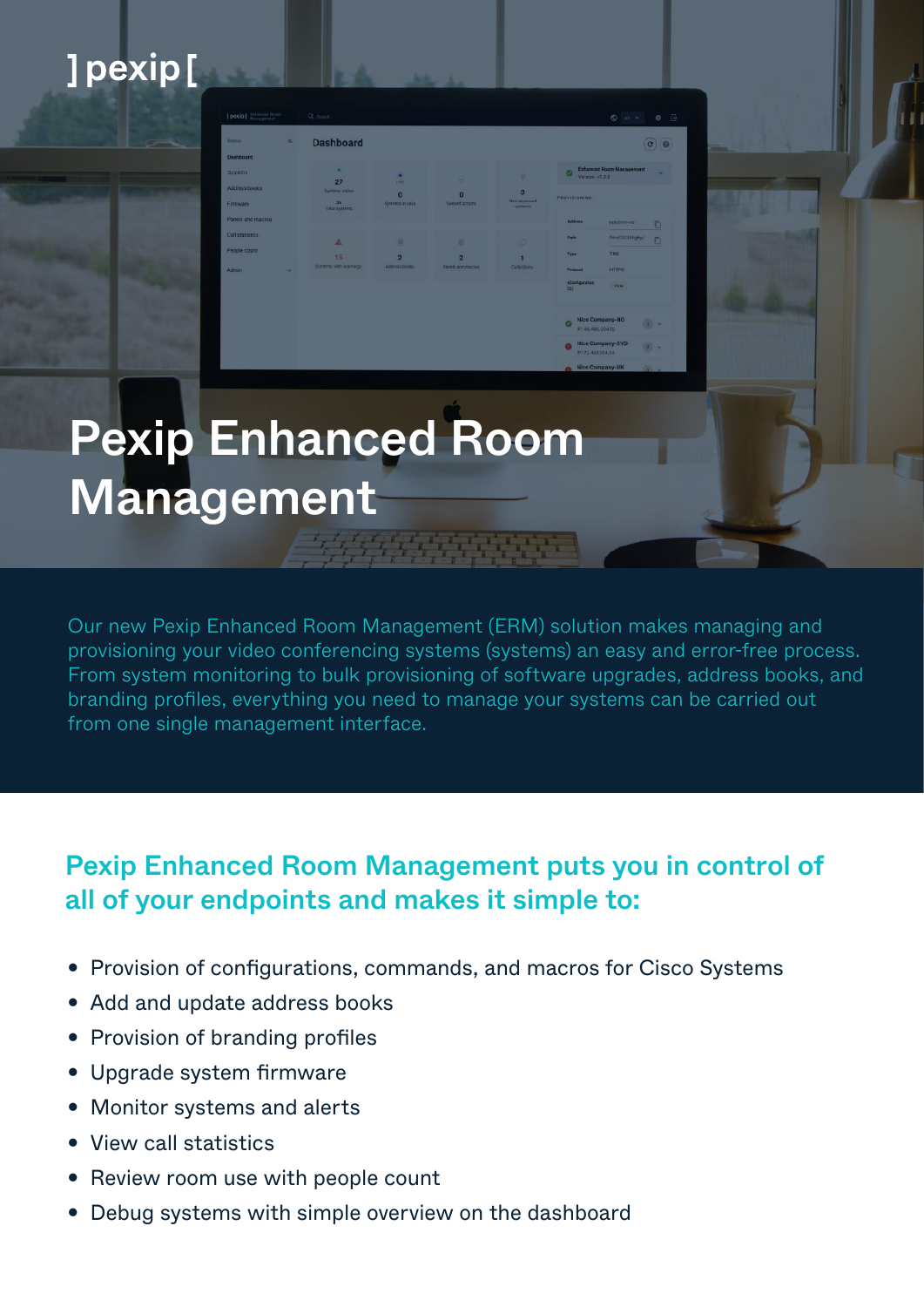]pexip[

# Pexip Enhanced Room Management

Our new Pexip Enhanced Room Management (ERM) solution makes managing and provisioning your video conferencing systems (systems) an easy and error-free process. From system monitoring to bulk provisioning of software upgrades, address books, and branding profiles, everything you need to manage your systems can be carried out from one single management interface.

## Pexip Enhanced Room Management puts you in control of all of your endpoints and makes it simple to:

- Provision of configurations, commands, and macros for Cisco Systems
- Add and update address books
- Provision of branding profiles
- Upgrade system firmware
- Monitor systems and alerts
- View call statistics
- Review room use with people count
- Debug systems with simple overview on the dashboard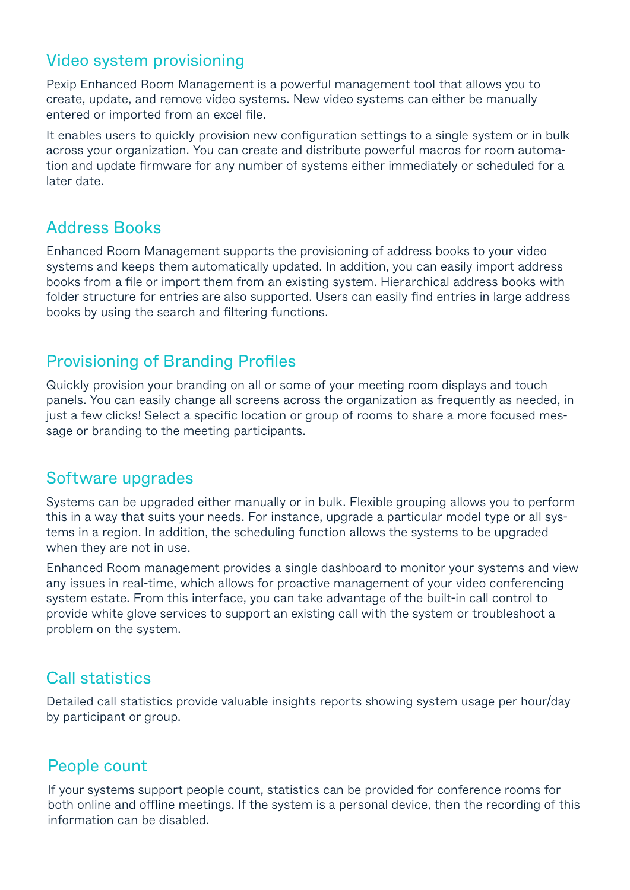## Video system provisioning

Pexip Enhanced Room Management is a powerful management tool that allows you to create, update, and remove video systems. New video systems can either be manually entered or imported from an excel file.

It enables users to quickly provision new configuration settings to a single system or in bulk across your organization. You can create and distribute powerful macros for room automation and update firmware for any number of systems either immediately or scheduled for a later date.

## Address Books

Enhanced Room Management supports the provisioning of address books to your video systems and keeps them automatically updated. In addition, you can easily import address books from a file or import them from an existing system. Hierarchical address books with folder structure for entries are also supported. Users can easily find entries in large address books by using the search and filtering functions.

## Provisioning of Branding Profiles

Quickly provision your branding on all or some of your meeting room displays and touch panels. You can easily change all screens across the organization as frequently as needed, in just a few clicks! Select a specific location or group of rooms to share a more focused message or branding to the meeting participants.

## Software upgrades

Systems can be upgraded either manually or in bulk. Flexible grouping allows you to perform this in a way that suits your needs. For instance, upgrade a particular model type or all systems in a region. In addition, the scheduling function allows the systems to be upgraded when they are not in use.

Enhanced Room management provides a single dashboard to monitor your systems and view any issues in real-time, which allows for proactive management of your video conferencing system estate. From this interface, you can take advantage of the built-in call control to provide white glove services to support an existing call with the system or troubleshoot a problem on the system.

## Call statistics

Detailed call statistics provide valuable insights reports showing system usage per hour/day by participant or group.

## People count

If your systems support people count, statistics can be provided for conference rooms for both online and offline meetings. If the system is a personal device, then the recording of this information can be disabled.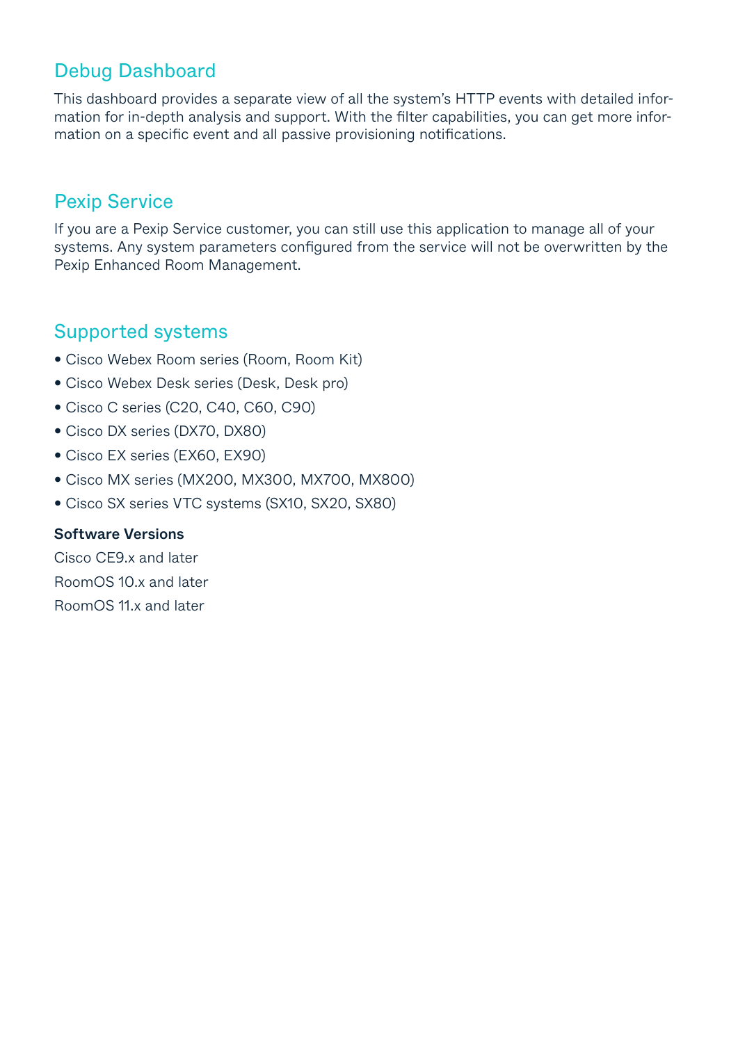## Debug Dashboard

This dashboard provides a separate view of all the system's HTTP events with detailed information for in-depth analysis and support. With the filter capabilities, you can get more information on a specific event and all passive provisioning notifications.

## Pexip Service

If you are a Pexip Service customer, you can still use this application to manage all of your systems. Any system parameters configured from the service will not be overwritten by the Pexip Enhanced Room Management.

## Supported systems

- Cisco Webex Room series (Room, Room Kit)
- Cisco Webex Desk series (Desk, Desk pro)
- Cisco C series (C20, C40, C60, C90)
- Cisco DX series (DX70, DX80)
- Cisco EX series (EX60, EX90)
- Cisco MX series (MX200, MX300, MX700, MX800)
- Cisco SX series VTC systems (SX10, SX20, SX80)

**Software Versions**

Cisco CE9.x and later

RoomOS 10.x and later

RoomOS 11.x and later